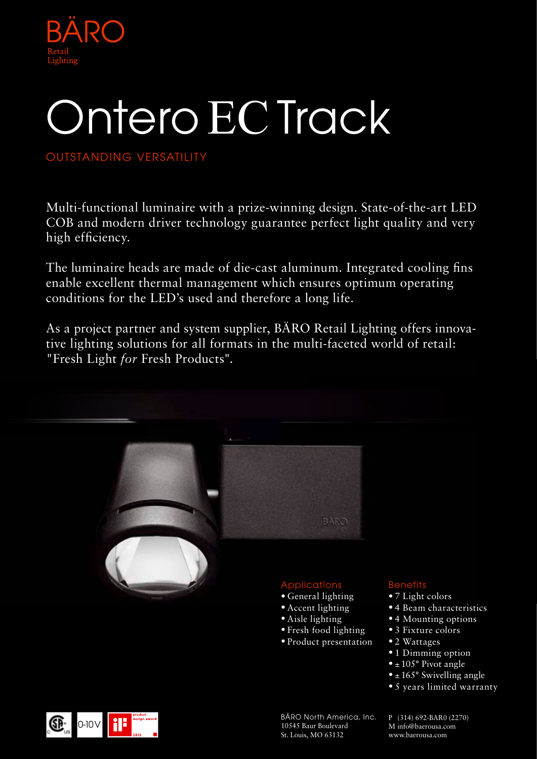BÄRO
Retail
Lighting

# Ontero EC Track

OUTSTANDING VERSATILITY

Multi-functional luminaire with a prize-winning design. State-of-the-art LED COB and modern driver technology guarantee perfect light quality and very high efficiency.

The luminaire heads are made of die-cast aluminum. Integrated cooling fins enable excellent thermal management which ensures optimum operating conditions for the LED's used and therefore a long life.

As a project partner and system supplier, BÄRO Retail Lighting offers innovative lighting solutions for all formats in the multi-faceted world of retail: "Fresh Light *for* Fresh Products".

## Applications

- General lighting
- Accent lighting
- Aisle lighting
- Fresh food lighting
- Product presentation

## Benefits

- 7 Light colors
- 4 Beam characteristics
- 4 Mounting options
- 3 Fixture colors
- 2 Wattages
- 1 Dimming option
- ± 105° Pivot angle
- ± 165° Swivelling angle
- 5 years limited warranty

0-10V

BÄRO North America, Inc.
10545 Baur Boulevard
St. Louis, MO 63132

P (314) 692-BAR0 (2270)
M info@baerousa.com
www.baerousa.com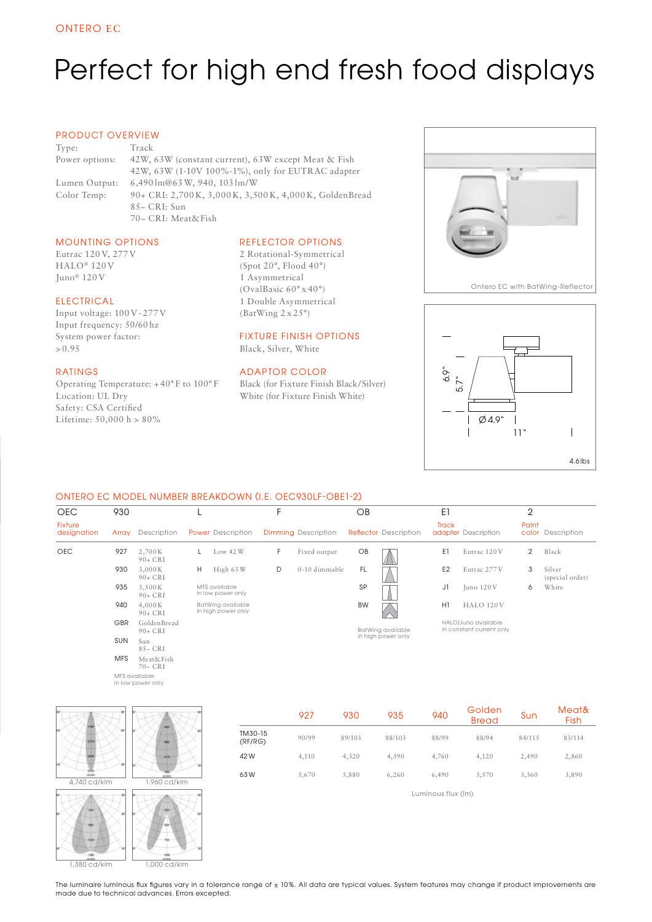ONTERO EC

# Perfect for high end fresh food displays

## PRODUCT OVERVIEW

| | |
|---|---|
| Type: | Track |
| Power options: | 42W, 63W (constant current), 63W except Meat & Fish |
| | 42W, 63W (1-10V 100%-1%), only for EUTRAC adapter |
| Lumen Output: | 6,490 lm@63 W, 940, 103 lm/W |
| Color Temp: | 90+ CRI: 2,700 K, 3,000 K, 3,500 K, 4,000 K, GoldenBread |
| | 85~ CRI: Sun |
| | 70~ CRI: Meat&Fish |

## MOUNTING OPTIONS

Eutrac 120 V, 277 V
HALO® 120 V
Juno® 120 V

## ELECTRICAL

Input voltage: 100 V - 277 V
Input frequency: 50/60 hz
System power factor:
> 0.95

## RATINGS

Operating Temperature: +40° F to 100° F
Location: UL Dry
Safety: CSA Certified
Lifetime: 50,000 h > 80%

## REFLECTOR OPTIONS

2 Rotational-Symmetrical
(Spot 20°, Flood 40°)
1 Asymmetrical
(OvalBasic 60° x 40°)
1 Double Asymmetrical
(BatWing 2 x 25°)

## FIXTURE FINISH OPTIONS

Black, Silver, White

## ADAPTOR COLOR

Black (for Fixture Finish Black/Silver)
White (for Fixture Finish White)

Ontero EC with BatWing-Reflector

6.9"
5.7"
Ø 4.9"
11"
4.6 lbs

## ONTERO EC MODEL NUMBER BREAKDOWN (I.E. OEC930LF-OBE1-2)

| OEC | 930 | | L | | F | | OB | | E1 | | 2 | |
|---|---|---|---|---|---|---|---|---|---|---|---|---|
| Fixture designation | Array | Description | Power | Description | Dimming | Description | Reflector | Description | Track adapter | Description | Paint color | Description |
| OEC | 927 | 2,700 K 90+ CRI | L | Low 42 W | F | Fixed output | OB | | E1 | Eutrac 120 V | 2 | Black |
| | 930 | 3,000 K 90+ CRI | H | High 63 W | D | 0-10 dimmable | FL | | E2 | Eutrac 277 V | 3 | Silver (special order) |
| | 935 | 3,500 K 90+ CRI | MFS available in low power only | | | | SP | | J1 | Juno 120 V | 6 | White |
| | 940 | 4,000 K 90+ CRI | BatWing available in high power only | | | | BW | | H1 | HALO 120 V | | |
| | GBR | GoldenBread 90+ CRI | | | | | BatWing available in high power only | | HALO/Juno available in constant current only | | | |
| | SUN | Sun 85~ CRI | | | | | | | | | | |
| | MFS | Meat&Fish 70~ CRI | | | | | | | | | | |
| | MFS available in low power only | | | | | | | | | | | |

4,740 cd/klm
1,960 cd/klm
1,380 cd/klm
1,000 cd/klm

| | 927 | 930 | 935 | 940 | Golden Bread | Sun | Meat& Fish |
|---|---|---|---|---|---|---|---|
| TM30-15 (RF/RG) | 90/99 | 89/103 | 88/103 | 88/99 | 88/94 | 84/115 | 83/114 |
| 42 W | 4,110 | 4,320 | 4,590 | 4,760 | 4,120 | 2,490 | 2,860 |
| 63 W | 5,670 | 5,880 | 6,260 | 6,490 | 5,570 | 3,360 | 3,890 |

Luminous flux (lm)

The luminaire luminous flux figures vary in a tolerance range of ± 10%. All data are typical values. System features may change if product improvements are made due to technical advances. Errors excepted.